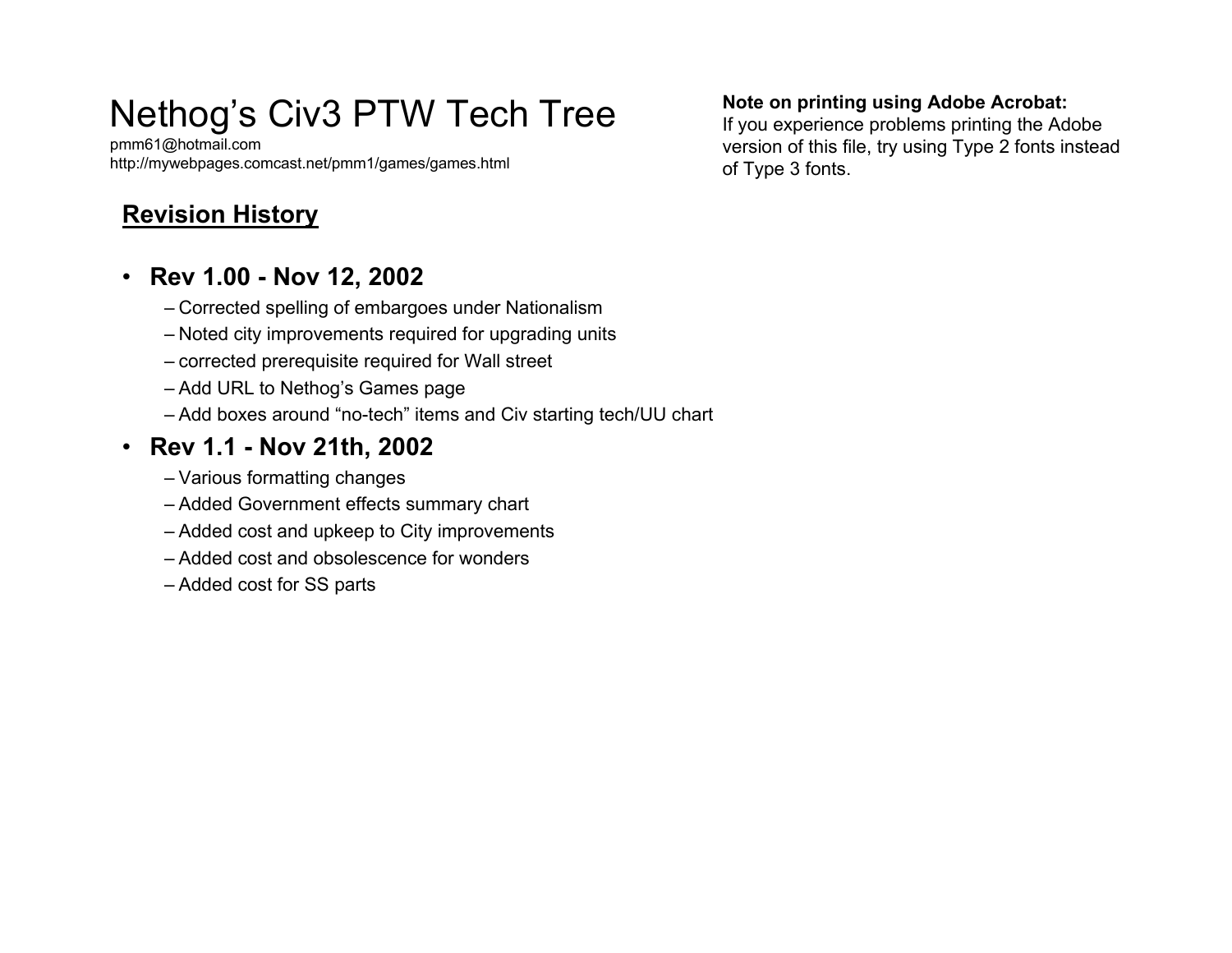# Nethog's Civ3 PTW Tech Tree

pmm61@hotmail.com
http://mywebpages.comcast.net/pmm1/games/games.html

**Note on printing using Adobe Acrobat:**
If you experience problems printing the Adobe version of this file, try using Type 2 fonts instead of Type 3 fonts.

## Revision History

- **Rev 1.00 - Nov 12, 2002**
  - Corrected spelling of embargoes under Nationalism
  - Noted city improvements required for upgrading units
  - corrected prerequisite required for Wall street
  - Add URL to Nethog's Games page
  - Add boxes around "no-tech" items and Civ starting tech/UU chart
- **Rev 1.1 - Nov 21th, 2002**
  - Various formatting changes
  - Added Government effects summary chart
  - Added cost and upkeep to City improvements
  - Added cost and obsolescence for wonders
  - Added cost for SS parts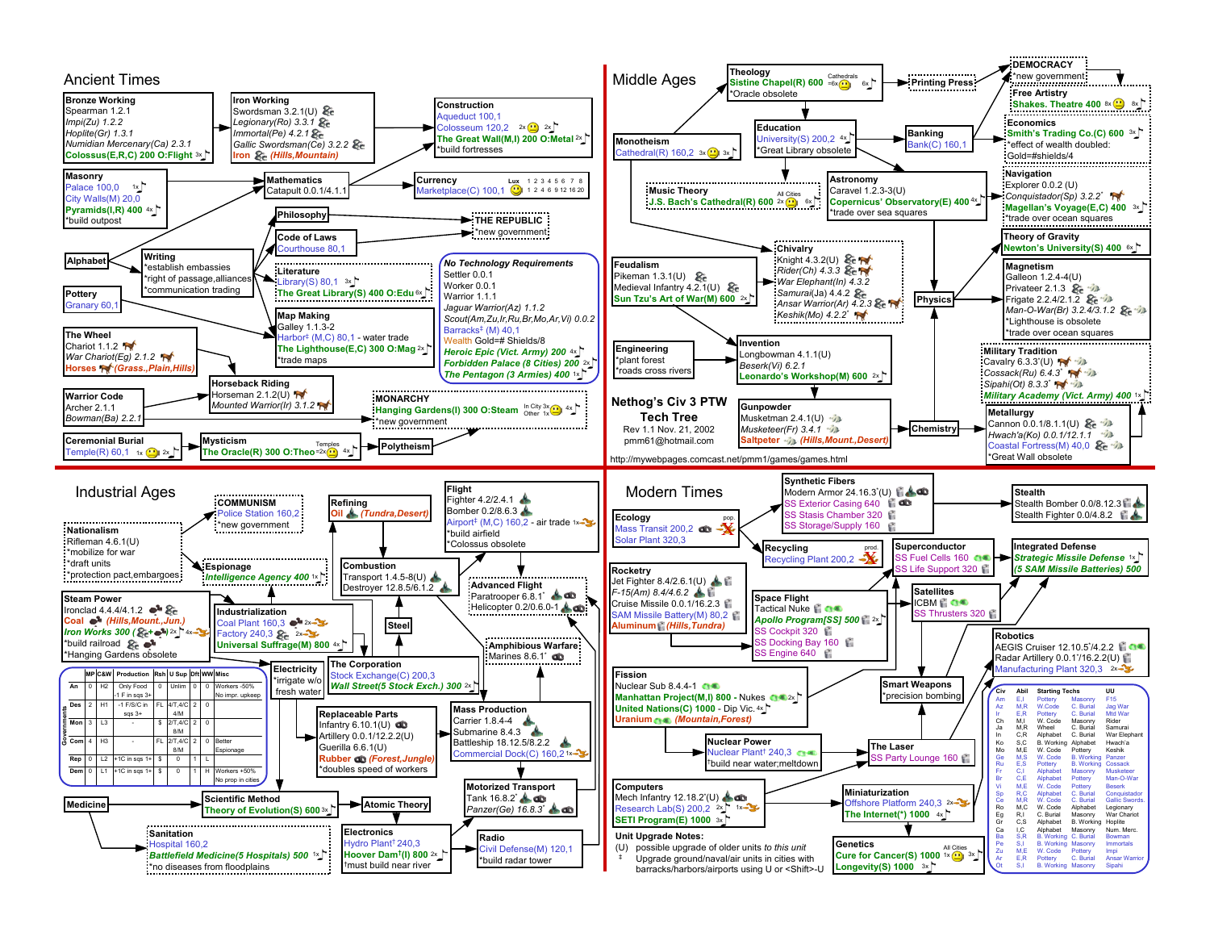# Nethog's Civ 3 PTW Tech Tree

Rev 1.1 Nov. 21, 2002

pmm61@hotmail.com

http://mywebpages.comcast.net/pmm1/games/games.html

## Ancient Times

**Bronze Working**
Spearman 1.2.1
*Impi(Zu) 1.2.2*
*Hoplite(Gr) 1.3.1*
*Numidian Mercenary(Ca) 2.3.1*
**Colossus(E,R,C) 200 O:Flight** 3x

**Iron Working**
Swordsman 3.2.1(U)
*Legionary(Ro) 3.3.1*
*Immortal(Pe) 4.2.1*
*Gallic Swordsman(Ce) 3.2.2*
Iron (Hills,Mountain)

**Construction**
Aqueduct 100,1
Colosseum 120,2 2x
**The Great Wall(M,I) 200 O:Metal** 2x
*build fortresses

**Masonry**
Palace 100,0 1x
City Walls(M) 20,0
**Pyramids(I,R) 400** 4x
*build outpost

**Mathematics**
Catapult 0.0.1/4.1.1

**Currency**
Marketplace(C) 100,1
Lux 1 2 3 4 5 6 7 8 / 1 2 4 6 9 12 16 20

**Philosophy**

**THE REPUBLIC**
*new government

**Code of Laws**
Courthouse 80,1

**Alphabet**

**Writing**
*establish embassies
*right of passage,alliances
*communication trading

**Literature**
Library(S) 80,1 3x
**The Great Library(S) 400 O:Edu** 6x

**No Technology Requirements**
Settler 0.0.1
Worker 0.0.1
Warrior 1.1.1
*Jaguar Warrior(Az) 1.1.2*
*Scout(Am,Zu,Ir,Ru,Br,Mo,Ar,Vi) 0.0.2*
Barracks‡ (M) 40,1
Wealth Gold=# Shields/8
***Heroic Epic (Vict. Army) 200*** 4x
***Forbidden Palace (8 Cities) 200*** 2x
***The Pentagon (3 Armies) 400*** 1x

**Pottery**
Granary 60,1

**Map Making**
Galley 1.1.3-2
Harbor‡ (M,C) 80,1 - water trade
**The Lighthouse(E,C) 300 O:Mag** 2x
*trade maps

**The Wheel**
Chariot 1.1.2
*War Chariot(Eg) 2.1.2*
Horses (Grass.,Plain,Hills)

**Horseback Riding**
Horseman 2.1.2(U)
*Mounted Warrior(Ir) 3.1.2*

**Warrior Code**
Archer 2.1.1
*Bowman(Ba) 2.2.1*

**MONARCHY**
**Hanging Gardens(I) 300 O:Steam** In City 3x / Other 1x, 4x
*new government

**Ceremonial Burial**
Temple(R) 60,1 1x 2x

**Mysticism**
**The Oracle(R) 300 O:Theo** Temples =2x, 4x

**Polytheism**

## Middle Ages

**Theology**
**Sistine Chapel(R) 600** Cathedrals =6x, 6x
*Oracle obsolete

**Printing Press**

**DEMOCRACY**
*new government

**Free Artistry**
**Shakes. Theatre 400** 6x 8x

**Monotheism**
Cathedral(R) 160,2 3x 3x

**Education**
University(S) 200,2 4x
*Great Library obsolete

**Banking**
Bank(C) 160,1

**Economics**
**Smith's Trading Co.(C) 600** 3x
*effect of wealth doubled:
Gold=#shields/4

**Music Theory**
**J.S. Bach's Cathedral(R) 600** All Cities 2x, 6x

**Astronomy**
Caravel 1.2.3-3(U)
**Copernicus' Observatory(E) 400** 4x
*trade over sea squares

**Navigation**
Explorer 0.0.2 (U)
*Conquistador(Sp) 3.2.2*
**Magellan's Voyage(E,C) 400** 3x
*trade over ocean squares

**Theory of Gravity**
**Newton's University(S) 400** 6x

**Chivalry**
Knight 4.3.2(U)
*Rider(Ch) 4.3.3*
*War Elephant(In) 4.3.2*
*Samurai(Ja) 4.4.2*
*Ansar Warrior(Ar) 4.2.3*
*Keshik(Mo) 4.2.2*

**Feudalism**
Pikeman 1.3.1(U)
Medieval Infantry 4.2.1(U)
**Sun Tzu's Art of War(M) 600** 2x

**Physics**

**Magnetism**
Galleon 1.2.4-4(U)
Privateer 2.1.3
Frigate 2.2.4/2.1.2
*Man-O-War(Br) 3.2.4/3.1.2*
*Lighthouse is obsolete
*trade over ocean squares

**Engineering**
*plant forest
*roads cross rivers

**Invention**
Longbowman 4.1.1(U)
*Beserk(Vi) 6.2.1*
**Leonardo's Workshop(M) 600** 2x

**Military Tradition**
Cavalry 6.3.3(U)
*Cossack(Ru) 6.4.3*
*Sipahi(Ot) 8.3.3*
***Military Academy (Vict. Army) 400*** 1x

**Gunpowder**
Musketman 2.4.1(U)
*Musketeer(Fr) 3.4.1*
Saltpeter (Hills,Mount.,Desert)

**Chemistry**

**Metallurgy**
Cannon 0.0.1/8.1.1(U)
*Hwach'a(Ko) 0.0.1/12.1.1*
Coastal Fortress(M) 40,0
*Great Wall obsolete

## Industrial Ages

**COMMUNISM**
Police Station 160,2
*new government

**Nationalism**
Rifleman 4.6.1(U)
*mobilize for war
*draft units
*protection pact,embargoes

**Espionage**
***Intelligence Agency 400*** 1x

**Refining**
Oil (Tundra,Desert)

**Flight**
Fighter 4.2/2.4.1
Bomber 0.2/8.6.3
Airport‡ (M,C) 160,2 - air trade 1x
*build airfield
*Colossus obsolete

**Combustion**
Transport 1.4.5-8(U)
Destroyer 12.8.5/6.1.2

**Advanced Flight**
Paratrooper 6.8.1
Helicopter 0.2/0.6.0-1

**Steam Power**
Ironclad 4.4.4/4.1.2
Coal (Hills,Mount.,Jun.)
***Iron Works 300*** 2x 4x
*build railroad
*Hanging Gardens obsolete

**Industrialization**
Coal Plant 160,3 2x
Factory 240,3 2x
**Universal Suffrage(M) 800** 4x

**Steel**

**Amphibious Warfare**
Marines 8.6.1

| | MP | C&W | Production | Rsh | U Sup | Dft | WW | Misc |
|---|---|---|---|---|---|---|---|---|
| An | 0 | H2 | Only Food -1 F in sqs 3+ | 0 | Unlim | 0 | 0 | Workers -50% No impr. upkeep |
| Des | 2 | H1 | -1 F/S/C in sqs 3+ | FL | 4/T,4/C 4/M | 2 | 0 | |
| Mon | 3 | L3 | - | $ | 2/T,4/C 8/M | 2 | 0 | |
| Com | 4 | H3 | - | FL | 2/T,4/C 8/M | 2 | 0 | Better Espionage |
| Rep | 0 | L2 | +1C in sqs 1+ | $ | 0 | 1 | L | |
| Dem | 0 | L1 | +1C in sqs 1+ | $ | 0 | 0 | H | Workers +50% No prop in cities |

Governments

**Electricity**
*irrigate w/o fresh water

**The Corporation**
Stock Exchange(C) 200,3
***Wall Street(5 Stock Exch.) 300*** 2x

**Replaceable Parts**
Infantry 6.10.1(U)
Artillery 0.0.1/12.2.2(U)
Guerilla 6.6.1(U)
Rubber (Forest,Jungle)
*doubles speed of workers

**Mass Production**
Carrier 1.8.4-4
Submarine 8.4.3
Battleship 18.12.5/8.2.2
Commercial Dock(C) 160,2 1x

**Motorized Transport**
Tank 16.8.2
*Panzer(Ge) 16.8.3*

**Medicine**

**Scientific Method**
**Theory of Evolution(S) 600** 3x

**Atomic Theory**

**Sanitation**
Hospital 160,2
***Battlefield Medicine(5 Hospitals) 500*** 1x
*no diseases from floodplains

**Electronics**
Hydro Plant† 240,3
**Hoover Dam†(I) 800** 2x
†must build near river

**Radio**
Civil Defense(M) 120,1
*build radar tower

## Modern Times

**Synthetic Fibers**
Modern Armor 24.16.3(U)
SS Exterior Casing 640
SS Stasis Chamber 320
SS Storage/Supply 160

**Stealth**
Stealth Bomber 0.0/8.12.3
Stealth Fighter 0.0/4.8.2

**Ecology**
Mass Transit 200,2 pop
Solar Plant 320,3

**Recycling**
Recycling Plant 200,2 prod.

**Superconductor**
SS Fuel Cells 160
SS Life Support 320

**Integrated Defense**
***Strategic Missile Defense*** 1x
***(5 SAM Missile Batteries) 500***

**Rocketry**
Jet Fighter 8.4/2.6.1(U)
*F-15(Am) 8.4/4.6.2*
Cruise Missile 0.0.1/16.2.3
SAM Missile Battery(M) 80,2
Aluminum (Hills,Tundra)

**Space Flight**
Tactical Nuke
***Apollo Program[SS] 500*** 2x
SS Cockpit 320
SS Docking Bay 160
SS Engine 640

**Satellites**
ICBM
SS Thrusters 320

**Robotics**
AEGIS Cruiser 12.10.5/4.2.2
Radar Artillery 0.0.1/16.2.2(U)
Manufacturing Plant 320,3 2x

**Fission**
Nuclear Sub 8.4.4-1
**Manhattan Project(M,I) 800** - Nukes 2x
**United Nations(C) 1000** - Dip Vic. 4x
Uranium (Mountain,Forest)

**Smart Weapons**
*precision bombing

**Nuclear Power**
Nuclear Plant† 240,3
†build near water;meltdown

**The Laser**
SS Party Lounge 160

**Computers**
Mech Infantry 12.18.2(U)
Research Lab(S) 200,2 1x
**SETI Program(E) 1000** 3x

**Miniaturization**
Offshore Platform 240,3 2x
**The Internet(*) 1000** 4x

**Genetics**
**Cure for Cancer(S) 1000** All Cities 1x, 3x
**Longevity(S) 1000** 3x

**Unit Upgrade Notes:**
(U) possible upgrade of older units *to this unit*
‡ Upgrade ground/naval/air units in cities with barracks/harbors/airports using U or <Shift>-U

| Civ | Abil | Starting Techs | | UU |
|---|---|---|---|---|
| Am | E,I | Pottery | Masonry | F15 |
| Az | M,R | W.Code | C. Burial | Jag War |
| Ir | E,R | Pottery | C. Burial | Mtd War |
| Ch | M,I | W. Code | Masonry | Rider |
| Ja | M,R | Wheel | C. Burial | Samurai |
| In | C,R | Alphabet | C. Burial | War Elephant |
| Ko | S,C | B. Working | Alphabet | Hwach'a |
| Mo | M,E | W. Code | Pottery | Keshik |
| Ge | M,S | W. Code | B. Working | Panzer |
| Ru | E,S | B. Working | Alphabet | Cossack |
| Fr | C,I | Alphabet | Masonry | Musketeer |
| Br | C,E | Alphabet | Pottery | Man-O-War |
| Vi | M,E | W. Code | Pottery | Beserk |
| Sp | R,C | Alphabet | C. Burial | Conquistador |
| Ce | M,R | W. Code | C. Burial | Gallic Swords. |
| Ro | M,C | W. Code | Alphabet | Legionary |
| Eg | R,I | C. Burial | Masonry | War Chariot |
| Gr | C,S | Alphabet | B. Working | Hoplite |
| Ca | I,C | Alphabet | Masonry | Num. Merc. |
| Ba | S,R | B. Working | C. Burial | Bowman |
| Pe | S,I | B. Working | Alphabet | Immortals |
| Zu | M,E | W. Code | Pottery | Impi |
| Ar | E,R | Pottery | C. Burial | Ansar Warrior |
| Ot | S,I | B. Working | Masonry | Sipahi |